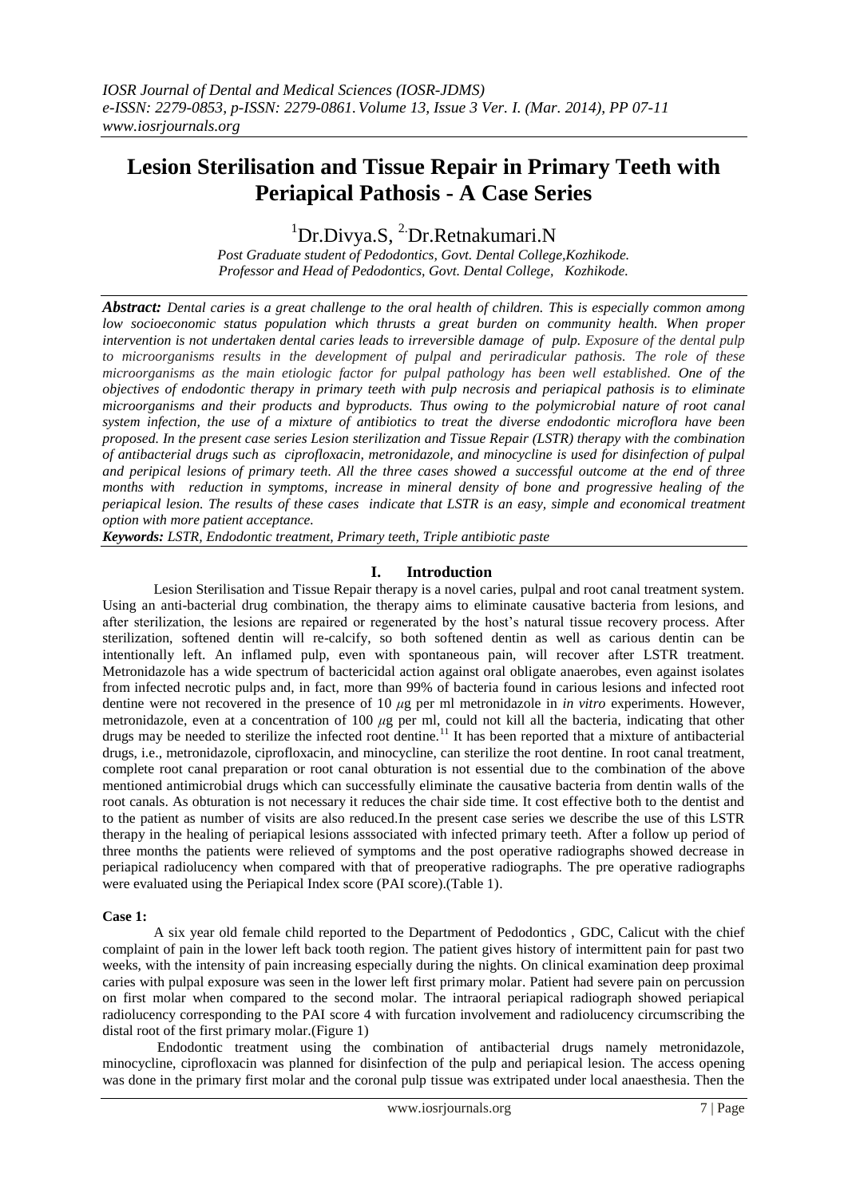# Lesion Sterilisation and Tissue Repair in Primary Teeth with Periapical Pathosis - A Case Series

[1]Dr.Divya.S, [2.]Dr.Retnakumari.N

*Post Graduate student of Pedodontics, Govt. Dental College,Kozhikode.*
*Professor and Head of Pedodontics, Govt. Dental College, Kozhikode.*

***Abstract:*** *Dental caries is a great challenge to the oral health of children. This is especially common among low socioeconomic status population which thrusts a great burden on community health. When proper intervention is not undertaken dental caries leads to irreversible damage of pulp. Exposure of the dental pulp to microorganisms results in the development of pulpal and periradicular pathosis. The role of these microorganisms as the main etiologic factor for pulpal pathology has been well established. One of the objectives of endodontic therapy in primary teeth with pulp necrosis and periapical pathosis is to eliminate microorganisms and their products and byproducts. Thus owing to the polymicrobial nature of root canal system infection, the use of a mixture of antibiotics to treat the diverse endodontic microflora have been proposed. In the present case series Lesion sterilization and Tissue Repair (LSTR) therapy with the combination of antibacterial drugs such as ciprofloxacin, metronidazole, and minocycline is used for disinfection of pulpal and peripical lesions of primary teeth. All the three cases showed a successful outcome at the end of three months with reduction in symptoms, increase in mineral density of bone and progressive healing of the periapical lesion. The results of these cases indicate that LSTR is an easy, simple and economical treatment option with more patient acceptance.*

***Keywords:*** *LSTR, Endodontic treatment, Primary teeth, Triple antibiotic paste*

## I. Introduction

Lesion Sterilisation and Tissue Repair therapy is a novel caries, pulpal and root canal treatment system. Using an anti-bacterial drug combination, the therapy aims to eliminate causative bacteria from lesions, and after sterilization, the lesions are repaired or regenerated by the host's natural tissue recovery process. After sterilization, softened dentin will re-calcify, so both softened dentin as well as carious dentin can be intentionally left. An inflamed pulp, even with spontaneous pain, will recover after LSTR treatment. Metronidazole has a wide spectrum of bactericidal action against oral obligate anaerobes, even against isolates from infected necrotic pulps and, in fact, more than 99% of bacteria found in carious lesions and infected root dentine were not recovered in the presence of 10 $\mu$g per ml metronidazole in *in vitro* experiments. However, metronidazole, even at a concentration of 100 $\mu$g per ml, could not kill all the bacteria, indicating that other drugs may be needed to sterilize the infected root dentine.[11] It has been reported that a mixture of antibacterial drugs, i.e., metronidazole, ciprofloxacin, and minocycline, can sterilize the root dentine. In root canal treatment, complete root canal preparation or root canal obturation is not essential due to the combination of the above mentioned antimicrobial drugs which can successfully eliminate the causative bacteria from dentin walls of the root canals. As obturation is not necessary it reduces the chair side time. It cost effective both to the dentist and to the patient as number of visits are also reduced.In the present case series we describe the use of this LSTR therapy in the healing of periapical lesions asssociated with infected primary teeth. After a follow up period of three months the patients were relieved of symptoms and the post operative radiographs showed decrease in periapical radiolucency when compared with that of preoperative radiographs. The pre operative radiographs were evaluated using the Periapical Index score (PAI score).(Table 1).

**Case 1:**

A six year old female child reported to the Department of Pedodontics , GDC, Calicut with the chief complaint of pain in the lower left back tooth region. The patient gives history of intermittent pain for past two weeks, with the intensity of pain increasing especially during the nights. On clinical examination deep proximal caries with pulpal exposure was seen in the lower left first primary molar. Patient had severe pain on percussion on first molar when compared to the second molar. The intraoral periapical radiograph showed periapical radiolucency corresponding to the PAI score 4 with furcation involvement and radiolucency circumscribing the distal root of the first primary molar.(Figure 1)

Endodontic treatment using the combination of antibacterial drugs namely metronidazole, minocycline, ciprofloxacin was planned for disinfection of the pulp and periapical lesion. The access opening was done in the primary first molar and the coronal pulp tissue was extripated under local anaesthesia. Then the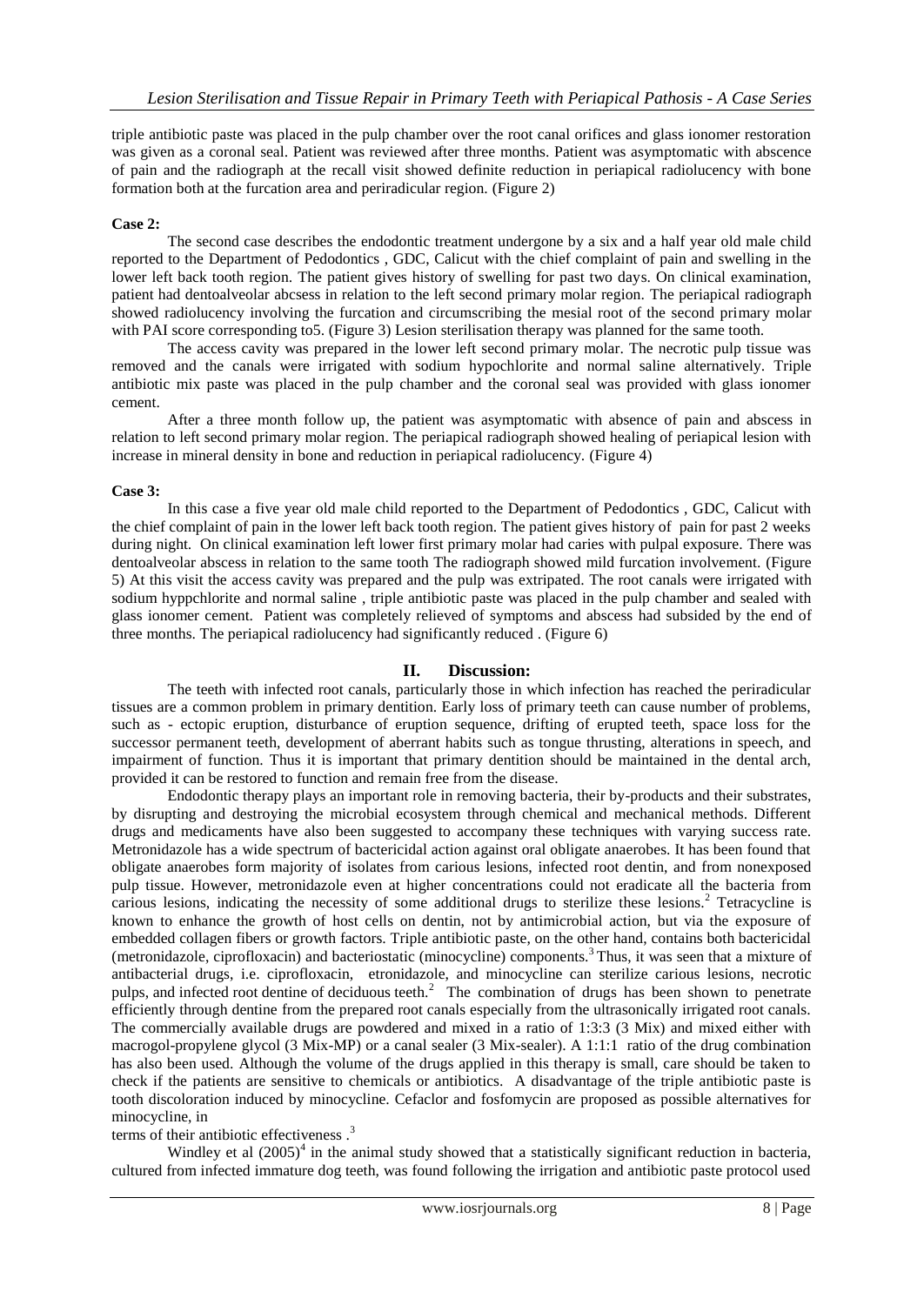triple antibiotic paste was placed in the pulp chamber over the root canal orifices and glass ionomer restoration was given as a coronal seal. Patient was reviewed after three months. Patient was asymptomatic with abscence of pain and the radiograph at the recall visit showed definite reduction in periapical radiolucency with bone formation both at the furcation area and periradicular region. (Figure 2)

**Case 2:**

The second case describes the endodontic treatment undergone by a six and a half year old male child reported to the Department of Pedodontics , GDC, Calicut with the chief complaint of pain and swelling in the lower left back tooth region. The patient gives history of swelling for past two days. On clinical examination, patient had dentoalveolar abcsess in relation to the left second primary molar region. The periapical radiograph showed radiolucency involving the furcation and circumscribing the mesial root of the second primary molar with PAI score corresponding to5. (Figure 3) Lesion sterilisation therapy was planned for the same tooth.

The access cavity was prepared in the lower left second primary molar. The necrotic pulp tissue was removed and the canals were irrigated with sodium hypochlorite and normal saline alternatively. Triple antibiotic mix paste was placed in the pulp chamber and the coronal seal was provided with glass ionomer cement.

After a three month follow up, the patient was asymptomatic with absence of pain and abscess in relation to left second primary molar region. The periapical radiograph showed healing of periapical lesion with increase in mineral density in bone and reduction in periapical radiolucency. (Figure 4)

**Case 3:**

In this case a five year old male child reported to the Department of Pedodontics , GDC, Calicut with the chief complaint of pain in the lower left back tooth region. The patient gives history of pain for past 2 weeks during night. On clinical examination left lower first primary molar had caries with pulpal exposure. There was dentoalveolar abscess in relation to the same tooth The radiograph showed mild furcation involvement. (Figure 5) At this visit the access cavity was prepared and the pulp was extripated. The root canals were irrigated with sodium hyppchlorite and normal saline , triple antibiotic paste was placed in the pulp chamber and sealed with glass ionomer cement. Patient was completely relieved of symptoms and abscess had subsided by the end of three months. The periapical radiolucency had significantly reduced . (Figure 6)

## II. Discussion:

The teeth with infected root canals, particularly those in which infection has reached the periradicular tissues are a common problem in primary dentition. Early loss of primary teeth can cause number of problems, such as - ectopic eruption, disturbance of eruption sequence, drifting of erupted teeth, space loss for the successor permanent teeth, development of aberrant habits such as tongue thrusting, alterations in speech, and impairment of function. Thus it is important that primary dentition should be maintained in the dental arch, provided it can be restored to function and remain free from the disease.

Endodontic therapy plays an important role in removing bacteria, their by-products and their substrates, by disrupting and destroying the microbial ecosystem through chemical and mechanical methods. Different drugs and medicaments have also been suggested to accompany these techniques with varying success rate. Metronidazole has a wide spectrum of bactericidal action against oral obligate anaerobes. It has been found that obligate anaerobes form majority of isolates from carious lesions, infected root dentin, and from nonexposed pulp tissue. However, metronidazole even at higher concentrations could not eradicate all the bacteria from carious lesions, indicating the necessity of some additional drugs to sterilize these lesions.[2] Tetracycline is known to enhance the growth of host cells on dentin, not by antimicrobial action, but via the exposure of embedded collagen fibers or growth factors. Triple antibiotic paste, on the other hand, contains both bactericidal (metronidazole, ciprofloxacin) and bacteriostatic (minocycline) components.[3] Thus, it was seen that a mixture of antibacterial drugs, i.e. ciprofloxacin, etronidazole, and minocycline can sterilize carious lesions, necrotic pulps, and infected root dentine of deciduous teeth.[2] The combination of drugs has been shown to penetrate efficiently through dentine from the prepared root canals especially from the ultrasonically irrigated root canals. The commercially available drugs are powdered and mixed in a ratio of 1:3:3 (3 Mix) and mixed either with macrogol-propylene glycol (3 Mix-MP) or a canal sealer (3 Mix-sealer). A 1:1:1 ratio of the drug combination has also been used. Although the volume of the drugs applied in this therapy is small, care should be taken to check if the patients are sensitive to chemicals or antibiotics. A disadvantage of the triple antibiotic paste is tooth discoloration induced by minocycline. Cefaclor and fosfomycin are proposed as possible alternatives for minocycline, in terms of their antibiotic effectiveness .[3]

Windley et al (2005)[4] in the animal study showed that a statistically significant reduction in bacteria, cultured from infected immature dog teeth, was found following the irrigation and antibiotic paste protocol used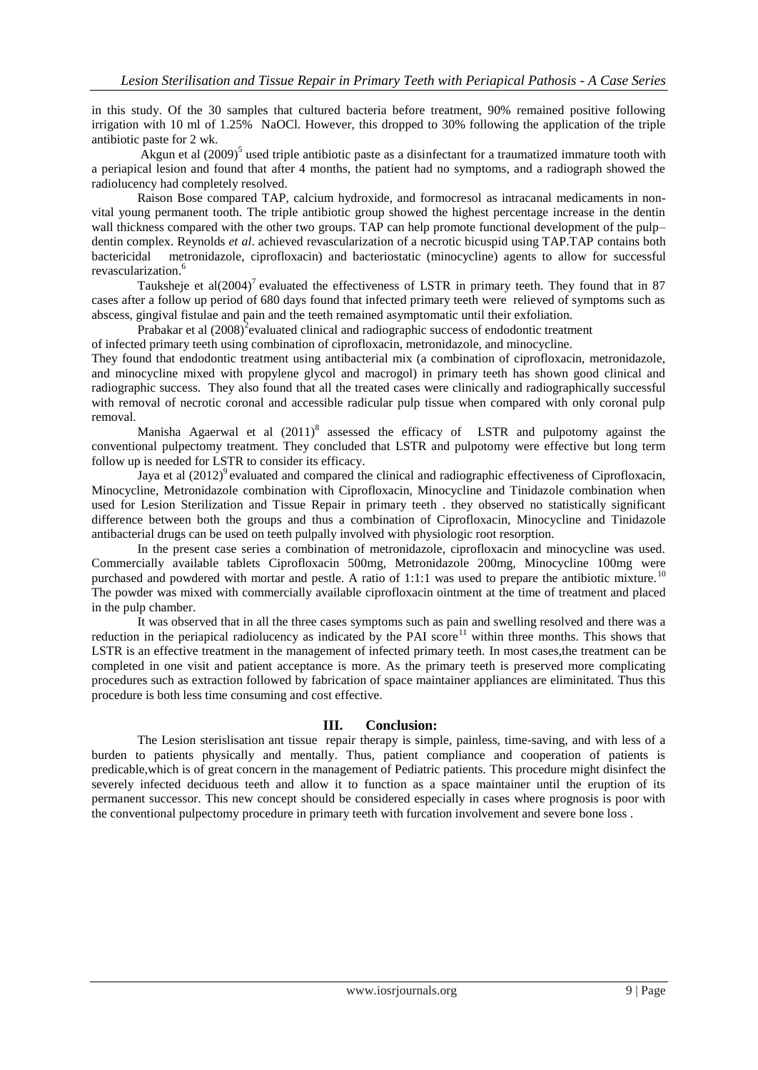in this study. Of the 30 samples that cultured bacteria before treatment, 90% remained positive following irrigation with 10 ml of 1.25% NaOCl. However, this dropped to 30% following the application of the triple antibiotic paste for 2 wk.

Akgun et al (2009)[5] used triple antibiotic paste as a disinfectant for a traumatized immature tooth with a periapical lesion and found that after 4 months, the patient had no symptoms, and a radiograph showed the radiolucency had completely resolved.

Raison Bose compared TAP, calcium hydroxide, and formocresol as intracanal medicaments in non-vital young permanent tooth. The triple antibiotic group showed the highest percentage increase in the dentin wall thickness compared with the other two groups. TAP can help promote functional development of the pulp–dentin complex. Reynolds *et al*. achieved revascularization of a necrotic bicuspid using TAP.TAP contains both bactericidal metronidazole, ciprofloxacin) and bacteriostatic (minocycline) agents to allow for successful revascularization.[6]

Tauksheje et al(2004)[7] evaluated the effectiveness of LSTR in primary teeth. They found that in 87 cases after a follow up period of 680 days found that infected primary teeth were relieved of symptoms such as abscess, gingival fistulae and pain and the teeth remained asymptomatic until their exfoliation.

Prabakar et al (2008)[2] evaluated clinical and radiographic success of endodontic treatment of infected primary teeth using combination of ciprofloxacin, metronidazole, and minocycline.
They found that endodontic treatment using antibacterial mix (a combination of ciprofloxacin, metronidazole, and minocycline mixed with propylene glycol and macrogol) in primary teeth has shown good clinical and radiographic success. They also found that all the treated cases were clinically and radiographically successful with removal of necrotic coronal and accessible radicular pulp tissue when compared with only coronal pulp removal.

Manisha Agaerwal et al (2011)[8] assessed the efficacy of LSTR and pulpotomy against the conventional pulpectomy treatment. They concluded that LSTR and pulpotomy were effective but long term follow up is needed for LSTR to consider its efficacy.

Jaya et al (2012)[9] evaluated and compared the clinical and radiographic effectiveness of Ciprofloxacin, Minocycline, Metronidazole combination with Ciprofloxacin, Minocycline and Tinidazole combination when used for Lesion Sterilization and Tissue Repair in primary teeth . they observed no statistically significant difference between both the groups and thus a combination of Ciprofloxacin, Minocycline and Tinidazole antibacterial drugs can be used on teeth pulpally involved with physiologic root resorption.

In the present case series a combination of metronidazole, ciprofloxacin and minocycline was used. Commercially available tablets Ciprofloxacin 500mg, Metronidazole 200mg, Minocycline 100mg were purchased and powdered with mortar and pestle. A ratio of 1:1:1 was used to prepare the antibiotic mixture.[10] The powder was mixed with commercially available ciprofloxacin ointment at the time of treatment and placed in the pulp chamber.

It was observed that in all the three cases symptoms such as pain and swelling resolved and there was a reduction in the periapical radiolucency as indicated by the PAI score[11] within three months. This shows that LSTR is an effective treatment in the management of infected primary teeth. In most cases,the treatment can be completed in one visit and patient acceptance is more. As the primary teeth is preserved more complicating procedures such as extraction followed by fabrication of space maintainer appliances are elimiinitated. Thus this procedure is both less time consuming and cost effective.

## III. Conclusion:

The Lesion sterislisation ant tissue repair therapy is simple, painless, time-saving, and with less of a burden to patients physically and mentally. Thus, patient compliance and cooperation of patients is predicable,which is of great concern in the management of Pediatric patients. This procedure might disinfect the severely infected deciduous teeth and allow it to function as a space maintainer until the eruption of its permanent successor. This new concept should be considered especially in cases where prognosis is poor with the conventional pulpectomy procedure in primary teeth with furcation involvement and severe bone loss .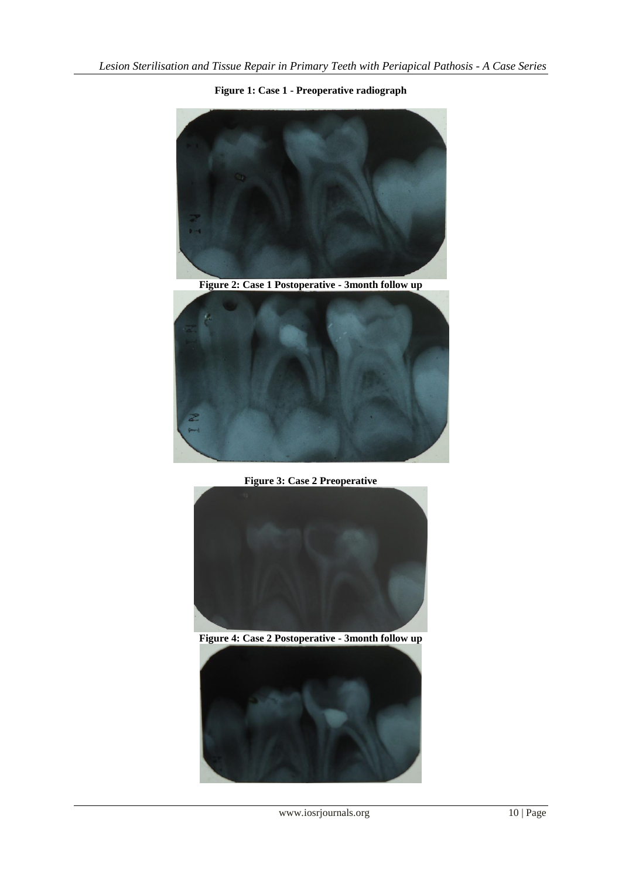**Figure 1: Case 1 - Preoperative radiograph**

**Figure 2: Case 1 Postoperative - 3month follow up**

**Figure 3: Case 2 Preoperative**

**Figure 4: Case 2 Postoperative - 3month follow up**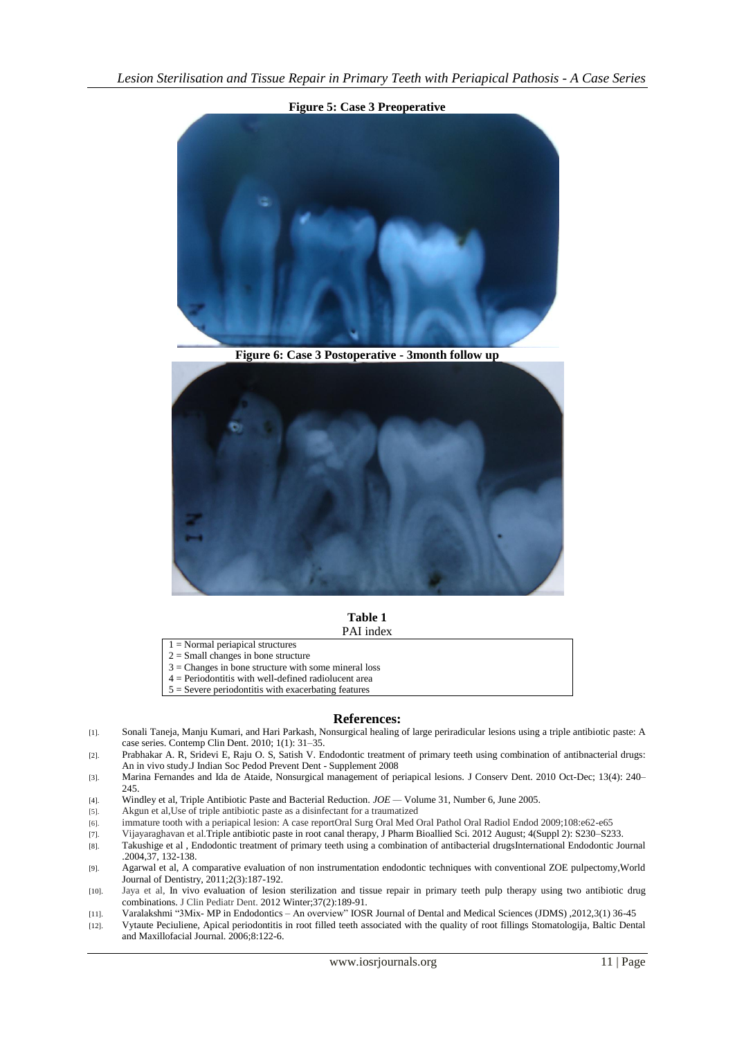**Figure 5: Case 3 Preoperative**

**Figure 6: Case 3 Postoperative - 3month follow up**

**Table 1**
PAI index

| |
|---|
| 1 = Normal periapical structures |
| 2 = Small changes in bone structure |
| 3 = Changes in bone structure with some mineral loss |
| 4 = Periodontitis with well-defined radiolucent area |
| 5 = Severe periodontitis with exacerbating features |

## References:

[1]. Sonali Taneja, Manju Kumari, and Hari Parkash, Nonsurgical healing of large periradicular lesions using a triple antibiotic paste: A case series. Contemp Clin Dent. 2010; 1(1): 31–35.

[2]. Prabhakar A. R, Sridevi E, Raju O. S, Satish V. Endodontic treatment of primary teeth using combination of antibnacterial drugs: An in vivo study.J Indian Soc Pedod Prevent Dent - Supplement 2008

[3]. Marina Fernandes and Ida de Ataide, Nonsurgical management of periapical lesions. J Conserv Dent. 2010 Oct-Dec; 13(4): 240–245.

[4]. Windley et al, Triple Antibiotic Paste and Bacterial Reduction. *JOE* — Volume 31, Number 6, June 2005.

[5]. Akgun et al,Use of triple antibiotic paste as a disinfectant for a traumatized

[6]. immature tooth with a periapical lesion: A case reportOral Surg Oral Med Oral Pathol Oral Radiol Endod 2009;108:e62-e65

[7]. Vijayaraghavan et al.Triple antibiotic paste in root canal therapy, J Pharm Bioallied Sci. 2012 August; 4(Suppl 2): S230–S233.

[8]. Takushige et al , Endodontic treatment of primary teeth using a combination of antibacterial drugsInternational Endodontic Journal .2004,37, 132-138.

[9]. Agarwal et al, A comparative evaluation of non instrumentation endodontic techniques with conventional ZOE pulpectomy,World Journal of Dentistry, 2011;2(3):187-192.

[10]. Jaya et al, In vivo evaluation of lesion sterilization and tissue repair in primary teeth pulp therapy using two antibiotic drug combinations. J Clin Pediatr Dent. 2012 Winter;37(2):189-91.

[11]. Varalakshmi "3Mix- MP in Endodontics – An overview" IOSR Journal of Dental and Medical Sciences (JDMS) ,2012,3(1) 36-45

[12]. Vytaute Peciuliene, Apical periodontitis in root filled teeth associated with the quality of root fillings Stomatologija, Baltic Dental and Maxillofacial Journal. 2006;8:122-6.